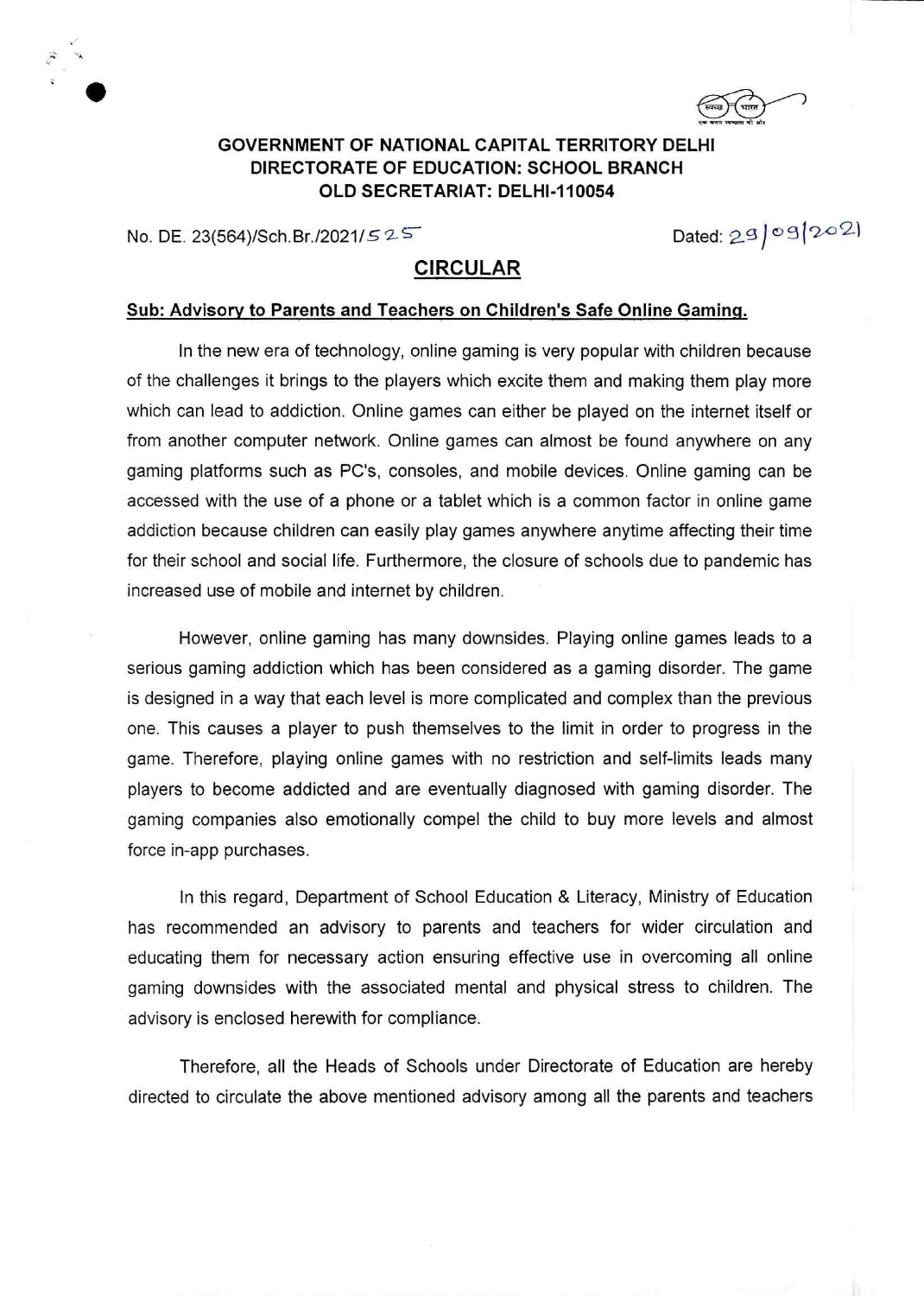**GOVERNMENT OF NATIONAL CAPITAL TERRITORY DELHI**
**DIRECTORATE OF EDUCATION: SCHOOL BRANCH**
**OLD SECRETARIAT: DELHI-110054**

No. DE. 23(564)/Sch.Br./2021/525 Dated: 29/09/2021

## CIRCULAR

**Sub: Advisory to Parents and Teachers on Children's Safe Online Gaming.**

In the new era of technology, online gaming is very popular with children because of the challenges it brings to the players which excite them and making them play more which can lead to addiction. Online games can either be played on the internet itself or from another computer network. Online games can almost be found anywhere on any gaming platforms such as PC's, consoles, and mobile devices. Online gaming can be accessed with the use of a phone or a tablet which is a common factor in online game addiction because children can easily play games anywhere anytime affecting their time for their school and social life. Furthermore, the closure of schools due to pandemic has increased use of mobile and internet by children.

However, online gaming has many downsides. Playing online games leads to a serious gaming addiction which has been considered as a gaming disorder. The game is designed in a way that each level is more complicated and complex than the previous one. This causes a player to push themselves to the limit in order to progress in the game. Therefore, playing online games with no restriction and self-limits leads many players to become addicted and are eventually diagnosed with gaming disorder. The gaming companies also emotionally compel the child to buy more levels and almost force in-app purchases.

In this regard, Department of School Education & Literacy, Ministry of Education has recommended an advisory to parents and teachers for wider circulation and educating them for necessary action ensuring effective use in overcoming all online gaming downsides with the associated mental and physical stress to children. The advisory is enclosed herewith for compliance.

Therefore, all the Heads of Schools under Directorate of Education are hereby directed to circulate the above mentioned advisory among all the parents and teachers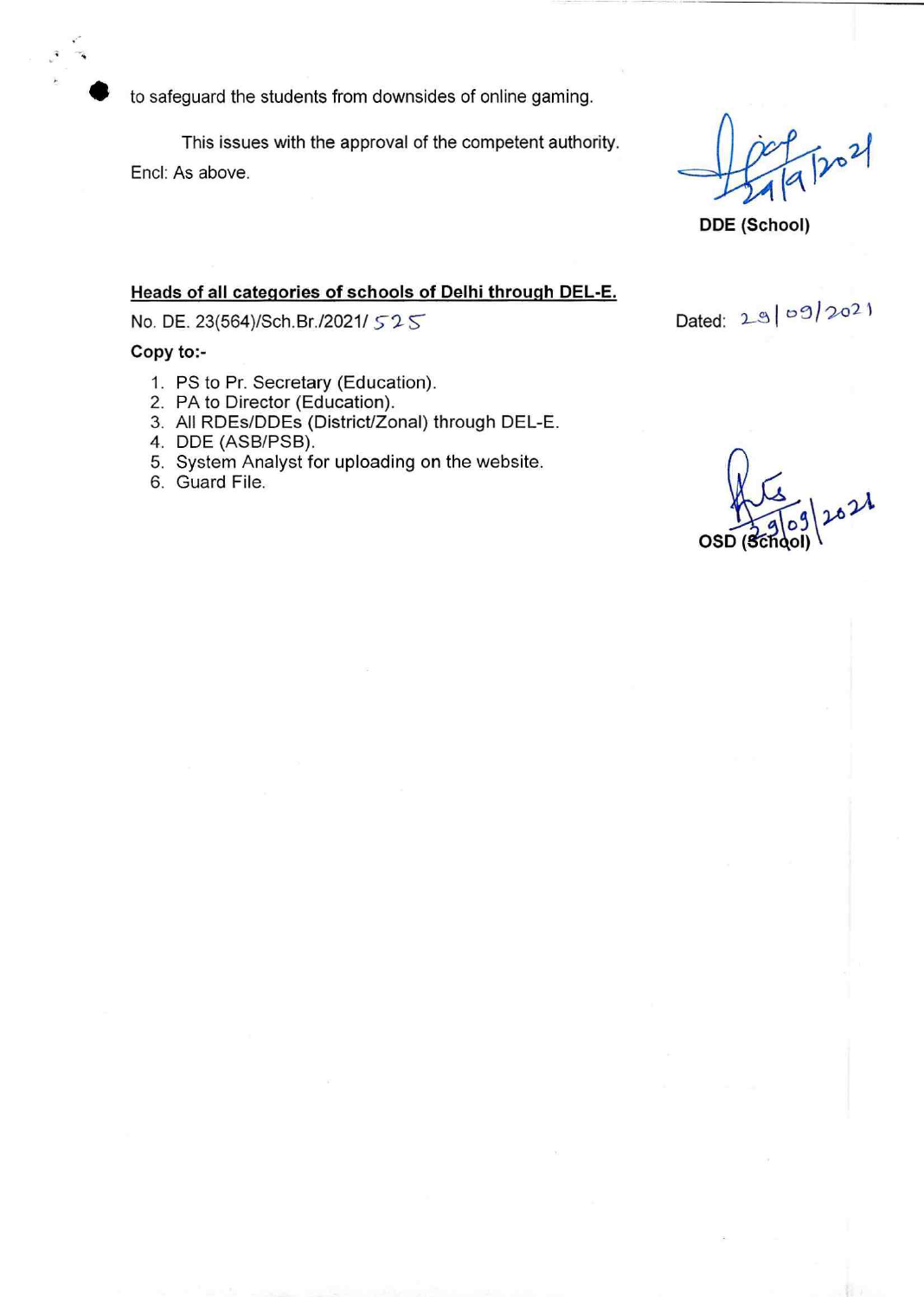- to safeguard the students from downsides of online gaming.

This issues with the approval of the competent authority.

Encl: As above.

24/9/2021

**DDE (School)**

**Heads of all categories of schools of Delhi through DEL-E.**

No. DE. 23(564)/Sch.Br./2021/ 525

Dated: 29/09/2021

**Copy to:-**

1. PS to Pr. Secretary (Education).
2. PA to Director (Education).
3. All RDEs/DDEs (District/Zonal) through DEL-E.
4. DDE (ASB/PSB).
5. System Analyst for uploading on the website.
6. Guard File.

29/09/2021

**OSD (School)**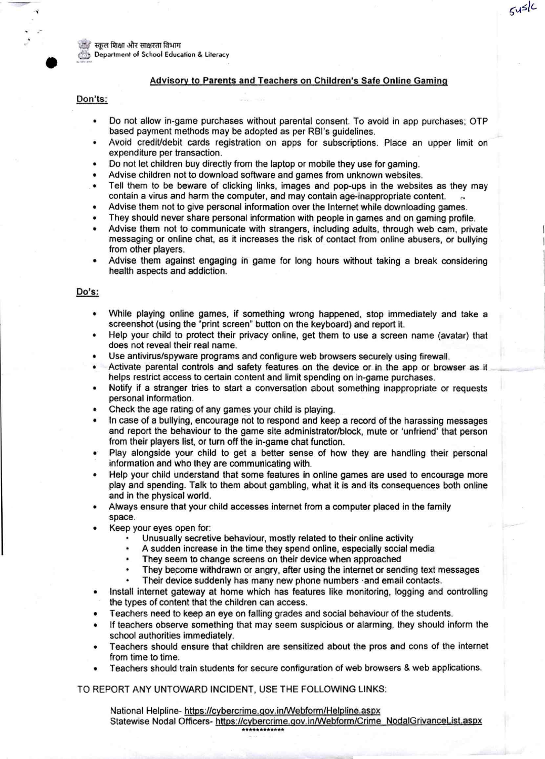स्कूल शिक्षा और साक्षरता विभाग
Department of School Education & Literacy

## Advisory to Parents and Teachers on Children's Safe Online Gaming

**Don'ts:**

- Do not allow in-game purchases without parental consent. To avoid in app purchases; OTP based payment methods may be adopted as per RBI's guidelines.
- Avoid credit/debit cards registration on apps for subscriptions. Place an upper limit on expenditure per transaction.
- Do not let children buy directly from the laptop or mobile they use for gaming.
- Advise children not to download software and games from unknown websites.
- Tell them to be beware of clicking links, images and pop-ups in the websites as they may contain a virus and harm the computer, and may contain age-inappropriate content.
- Advise them not to give personal information over the Internet while downloading games.
- They should never share personal information with people in games and on gaming profile.
- Advise them not to communicate with strangers, including adults, through web cam, private messaging or online chat, as it increases the risk of contact from online abusers, or bullying from other players.
- Advise them against engaging in game for long hours without taking a break considering health aspects and addiction.

**Do's:**

- While playing online games, if something wrong happened, stop immediately and take a screenshot (using the "print screen" button on the keyboard) and report it.
- Help your child to protect their privacy online, get them to use a screen name (avatar) that does not reveal their real name.
- Use antivirus/spyware programs and configure web browsers securely using firewall.
- Activate parental controls and safety features on the device or in the app or browser as it helps restrict access to certain content and limit spending on in-game purchases.
- Notify if a stranger tries to start a conversation about something inappropriate or requests personal information.
- Check the age rating of any games your child is playing.
- In case of a bullying, encourage not to respond and keep a record of the harassing messages and report the behaviour to the game site administrator/block, mute or 'unfriend' that person from their players list, or turn off the in-game chat function.
- Play alongside your child to get a better sense of how they are handling their personal information and who they are communicating with.
- Help your child understand that some features in online games are used to encourage more play and spending. Talk to them about gambling, what it is and its consequences both online and in the physical world.
- Always ensure that your child accesses internet from a computer placed in the family space.
- Keep your eyes open for:
    - Unusually secretive behaviour, mostly related to their online activity
    - A sudden increase in the time they spend online, especially social media
    - They seem to change screens on their device when approached
    - They become withdrawn or angry, after using the internet or sending text messages
    - Their device suddenly has many new phone numbers and email contacts.
- Install internet gateway at home which has features like monitoring, logging and controlling the types of content that the children can access.
- Teachers need to keep an eye on falling grades and social behaviour of the students.
- If teachers observe something that may seem suspicious or alarming, they should inform the school authorities immediately.
- Teachers should ensure that children are sensitized about the pros and cons of the internet from time to time.
- Teachers should train students for secure configuration of web browsers & web applications.

TO REPORT ANY UNTOWARD INCIDENT, USE THE FOLLOWING LINKS:

National Helpline- https://cybercrime.gov.in/Webform/Helpline.aspx
Statewise Nodal Officers- https://cybercrime.gov.in/Webform/Crime_NodalGrivanceList.aspx

************